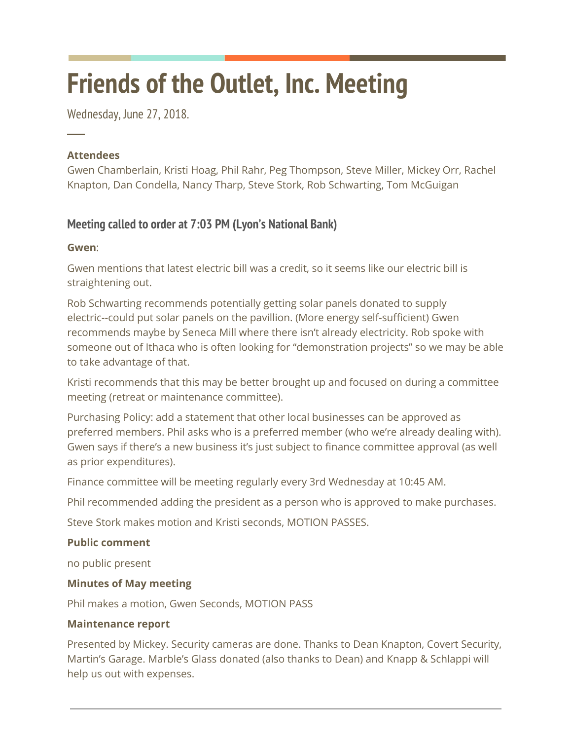# Friends of the Outlet, Inc. Meeting

Wednesday, June 27, 2018.

**Attendees**

Gwen Chamberlain, Kristi Hoag, Phil Rahr, Peg Thompson, Steve Miller, Mickey Orr, Rachel Knapton, Dan Condella, Nancy Tharp, Steve Stork, Rob Schwarting, Tom McGuigan

## Meeting called to order at 7:03 PM (Lyon's National Bank)

**Gwen**:

Gwen mentions that latest electric bill was a credit, so it seems like our electric bill is straightening out.

Rob Schwarting recommends potentially getting solar panels donated to supply electric--could put solar panels on the pavillion. (More energy self-sufficient) Gwen recommends maybe by Seneca Mill where there isn't already electricity. Rob spoke with someone out of Ithaca who is often looking for "demonstration projects" so we may be able to take advantage of that.

Kristi recommends that this may be better brought up and focused on during a committee meeting (retreat or maintenance committee).

Purchasing Policy: add a statement that other local businesses can be approved as preferred members. Phil asks who is a preferred member (who we're already dealing with). Gwen says if there's a new business it's just subject to finance committee approval (as well as prior expenditures).

Finance committee will be meeting regularly every 3rd Wednesday at 10:45 AM.

Phil recommended adding the president as a person who is approved to make purchases.

Steve Stork makes motion and Kristi seconds, MOTION PASSES.

**Public comment**

no public present

**Minutes of May meeting**

Phil makes a motion, Gwen Seconds, MOTION PASS

**Maintenance report**

Presented by Mickey. Security cameras are done. Thanks to Dean Knapton, Covert Security, Martin's Garage. Marble's Glass donated (also thanks to Dean) and Knapp & Schlappi will help us out with expenses.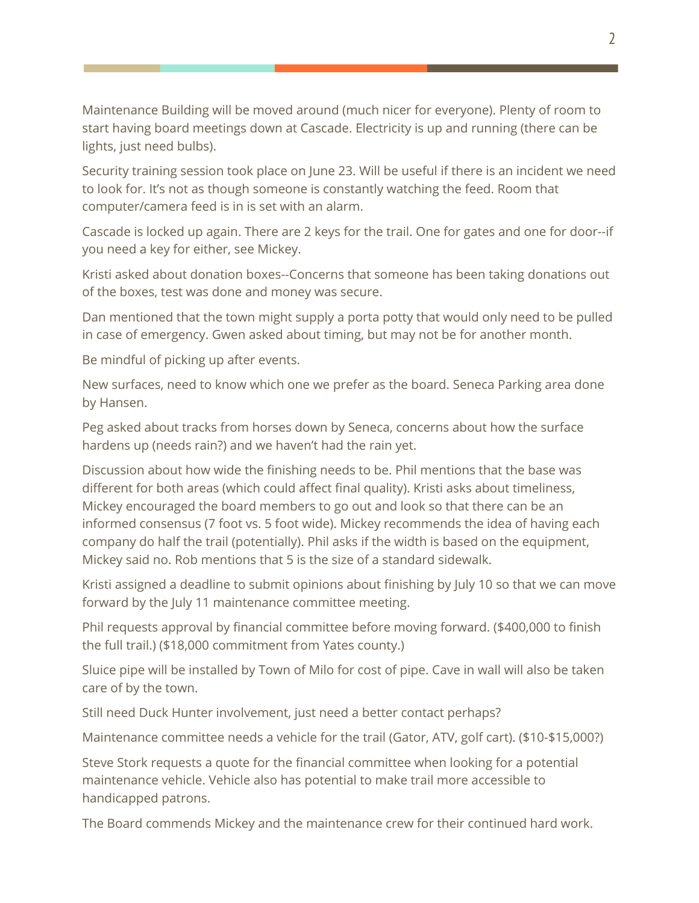Maintenance Building will be moved around (much nicer for everyone). Plenty of room to start having board meetings down at Cascade. Electricity is up and running (there can be lights, just need bulbs).

Security training session took place on June 23. Will be useful if there is an incident we need to look for. It's not as though someone is constantly watching the feed. Room that computer/camera feed is in is set with an alarm.

Cascade is locked up again. There are 2 keys for the trail. One for gates and one for door--if you need a key for either, see Mickey.

Kristi asked about donation boxes--Concerns that someone has been taking donations out of the boxes, test was done and money was secure.

Dan mentioned that the town might supply a porta potty that would only need to be pulled in case of emergency. Gwen asked about timing, but may not be for another month.

Be mindful of picking up after events.

New surfaces, need to know which one we prefer as the board. Seneca Parking area done by Hansen.

Peg asked about tracks from horses down by Seneca, concerns about how the surface hardens up (needs rain?) and we haven't had the rain yet.

Discussion about how wide the finishing needs to be. Phil mentions that the base was different for both areas (which could affect final quality). Kristi asks about timeliness, Mickey encouraged the board members to go out and look so that there can be an informed consensus (7 foot vs. 5 foot wide). Mickey recommends the idea of having each company do half the trail (potentially). Phil asks if the width is based on the equipment, Mickey said no. Rob mentions that 5 is the size of a standard sidewalk.

Kristi assigned a deadline to submit opinions about finishing by July 10 so that we can move forward by the July 11 maintenance committee meeting.

Phil requests approval by financial committee before moving forward. ($400,000 to finish the full trail.) ($18,000 commitment from Yates county.)

Sluice pipe will be installed by Town of Milo for cost of pipe. Cave in wall will also be taken care of by the town.

Still need Duck Hunter involvement, just need a better contact perhaps?

Maintenance committee needs a vehicle for the trail (Gator, ATV, golf cart). ($10-$15,000?)

Steve Stork requests a quote for the financial committee when looking for a potential maintenance vehicle. Vehicle also has potential to make trail more accessible to handicapped patrons.

The Board commends Mickey and the maintenance crew for their continued hard work.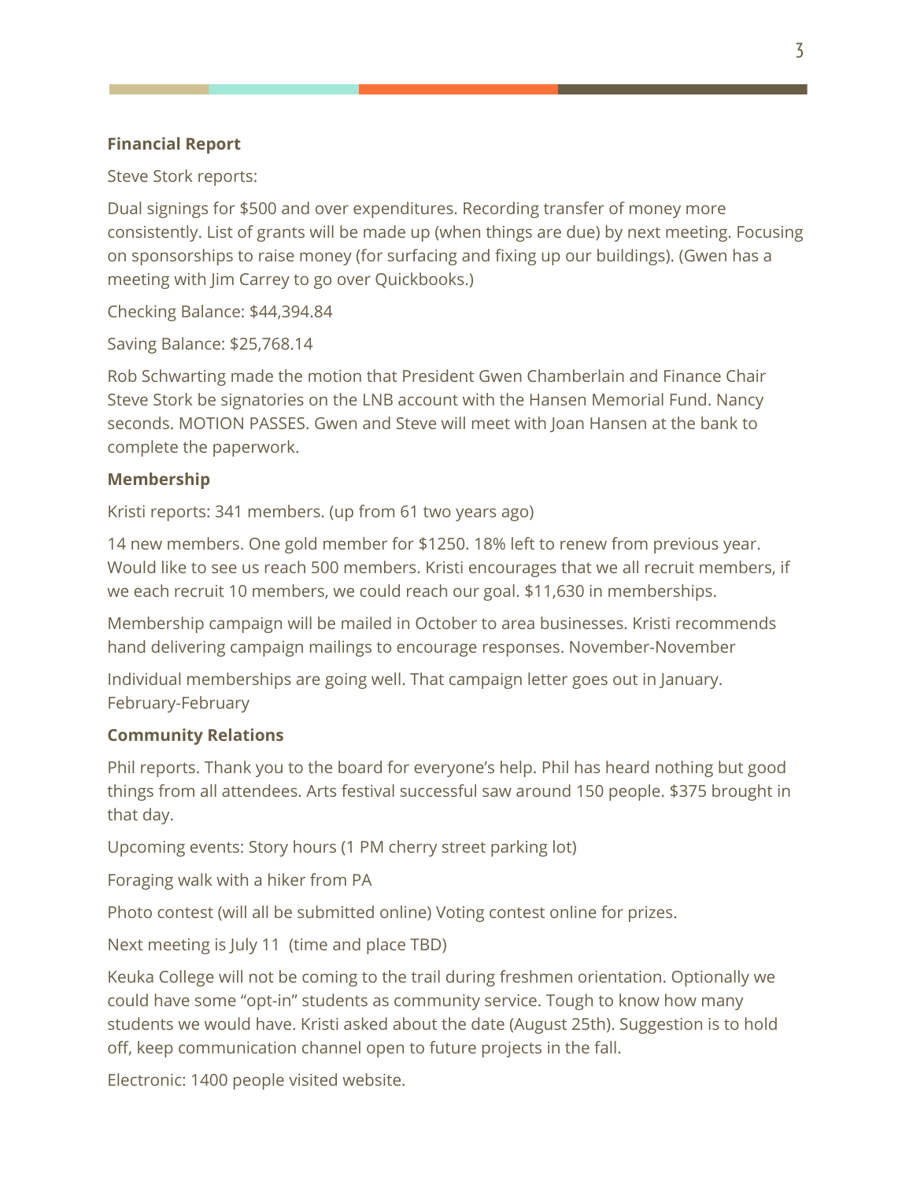**Financial Report**

Steve Stork reports:

Dual signings for $500 and over expenditures. Recording transfer of money more consistently. List of grants will be made up (when things are due) by next meeting. Focusing on sponsorships to raise money (for surfacing and fixing up our buildings). (Gwen has a meeting with Jim Carrey to go over Quickbooks.)

Checking Balance: $44,394.84

Saving Balance: $25,768.14

Rob Schwarting made the motion that President Gwen Chamberlain and Finance Chair Steve Stork be signatories on the LNB account with the Hansen Memorial Fund. Nancy seconds. MOTION PASSES. Gwen and Steve will meet with Joan Hansen at the bank to complete the paperwork.

**Membership**

Kristi reports: 341 members. (up from 61 two years ago)

14 new members. One gold member for $1250. 18% left to renew from previous year. Would like to see us reach 500 members. Kristi encourages that we all recruit members, if we each recruit 10 members, we could reach our goal. $11,630 in memberships.

Membership campaign will be mailed in October to area businesses. Kristi recommends hand delivering campaign mailings to encourage responses. November-November

Individual memberships are going well. That campaign letter goes out in January. February-February

**Community Relations**

Phil reports. Thank you to the board for everyone's help. Phil has heard nothing but good things from all attendees. Arts festival successful saw around 150 people. $375 brought in that day.

Upcoming events: Story hours (1 PM cherry street parking lot)

Foraging walk with a hiker from PA

Photo contest (will all be submitted online) Voting contest online for prizes.

Next meeting is July 11 (time and place TBD)

Keuka College will not be coming to the trail during freshmen orientation. Optionally we could have some "opt-in" students as community service. Tough to know how many students we would have. Kristi asked about the date (August 25th). Suggestion is to hold off, keep communication channel open to future projects in the fall.

Electronic: 1400 people visited website.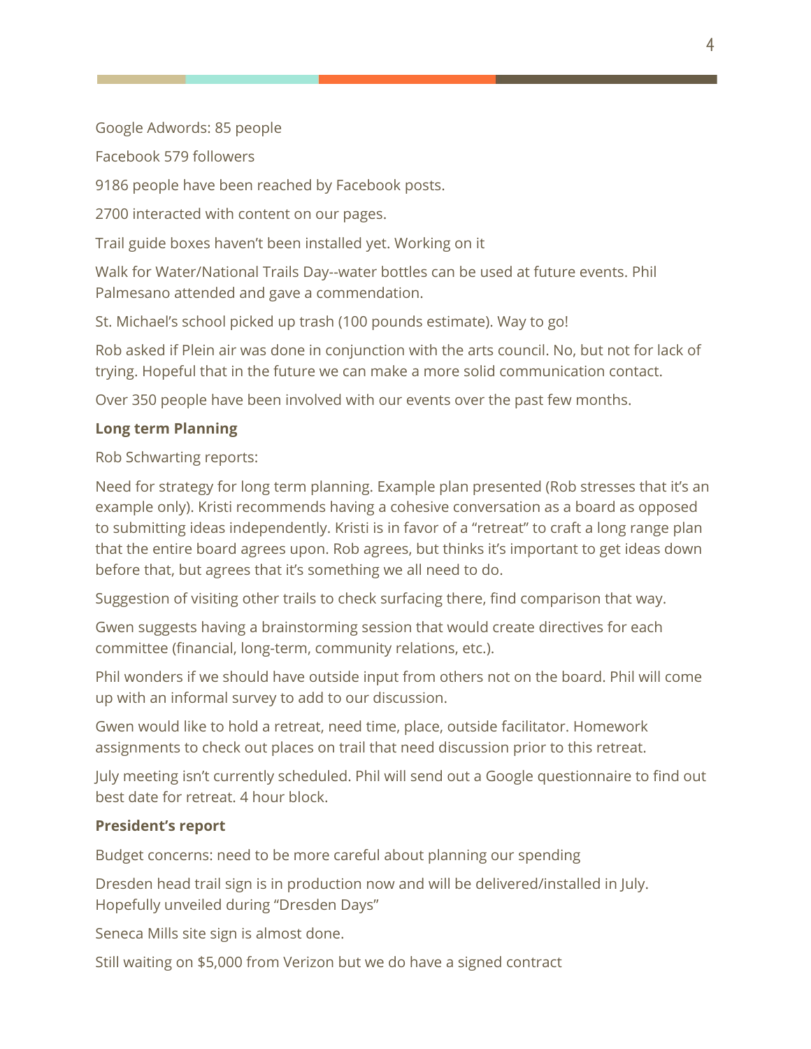Google Adwords: 85 people

Facebook 579 followers

9186 people have been reached by Facebook posts.

2700 interacted with content on our pages.

Trail guide boxes haven't been installed yet. Working on it

Walk for Water/National Trails Day--water bottles can be used at future events. Phil Palmesano attended and gave a commendation.

St. Michael's school picked up trash (100 pounds estimate). Way to go!

Rob asked if Plein air was done in conjunction with the arts council. No, but not for lack of trying. Hopeful that in the future we can make a more solid communication contact.

Over 350 people have been involved with our events over the past few months.

**Long term Planning**

Rob Schwarting reports:

Need for strategy for long term planning. Example plan presented (Rob stresses that it's an example only). Kristi recommends having a cohesive conversation as a board as opposed to submitting ideas independently. Kristi is in favor of a "retreat" to craft a long range plan that the entire board agrees upon. Rob agrees, but thinks it's important to get ideas down before that, but agrees that it's something we all need to do.

Suggestion of visiting other trails to check surfacing there, find comparison that way.

Gwen suggests having a brainstorming session that would create directives for each committee (financial, long-term, community relations, etc.).

Phil wonders if we should have outside input from others not on the board. Phil will come up with an informal survey to add to our discussion.

Gwen would like to hold a retreat, need time, place, outside facilitator. Homework assignments to check out places on trail that need discussion prior to this retreat.

July meeting isn't currently scheduled. Phil will send out a Google questionnaire to find out best date for retreat. 4 hour block.

**President's report**

Budget concerns: need to be more careful about planning our spending

Dresden head trail sign is in production now and will be delivered/installed in July. Hopefully unveiled during "Dresden Days"

Seneca Mills site sign is almost done.

Still waiting on $5,000 from Verizon but we do have a signed contract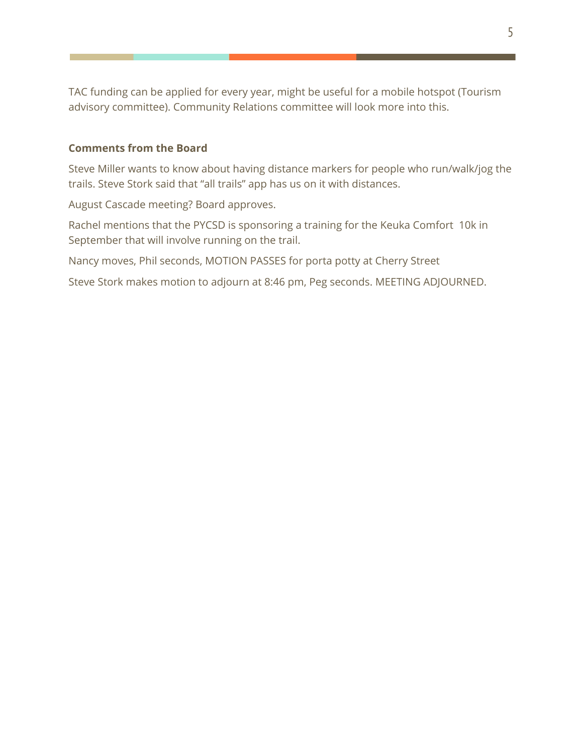TAC funding can be applied for every year, might be useful for a mobile hotspot (Tourism advisory committee). Community Relations committee will look more into this.

**Comments from the Board**

Steve Miller wants to know about having distance markers for people who run/walk/jog the trails. Steve Stork said that "all trails" app has us on it with distances.

August Cascade meeting? Board approves.

Rachel mentions that the PYCSD is sponsoring a training for the Keuka Comfort  10k in September that will involve running on the trail.

Nancy moves, Phil seconds, MOTION PASSES for porta potty at Cherry Street

Steve Stork makes motion to adjourn at 8:46 pm, Peg seconds. MEETING ADJOURNED.